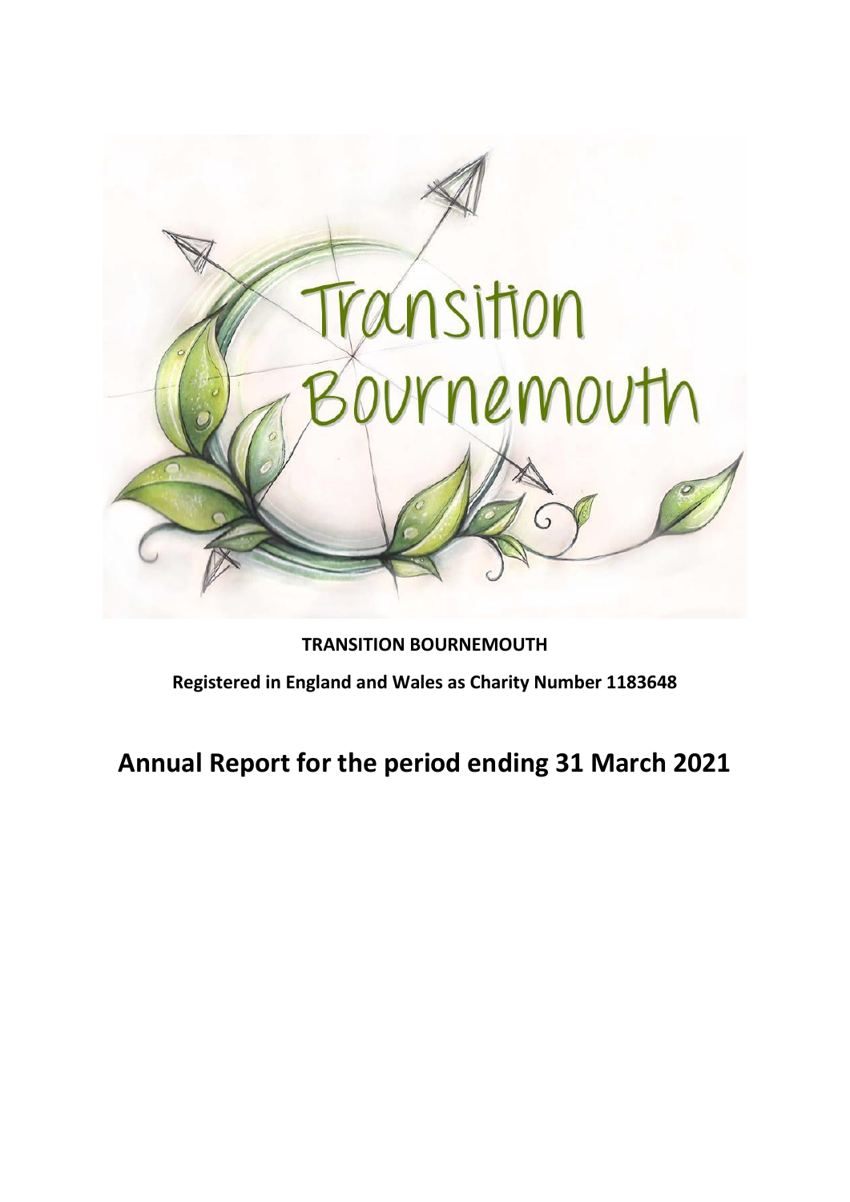**TRANSITION BOURNEMOUTH**

**Registered in England and Wales as Charity Number 1183648**

# Annual Report for the period ending 31 March 2021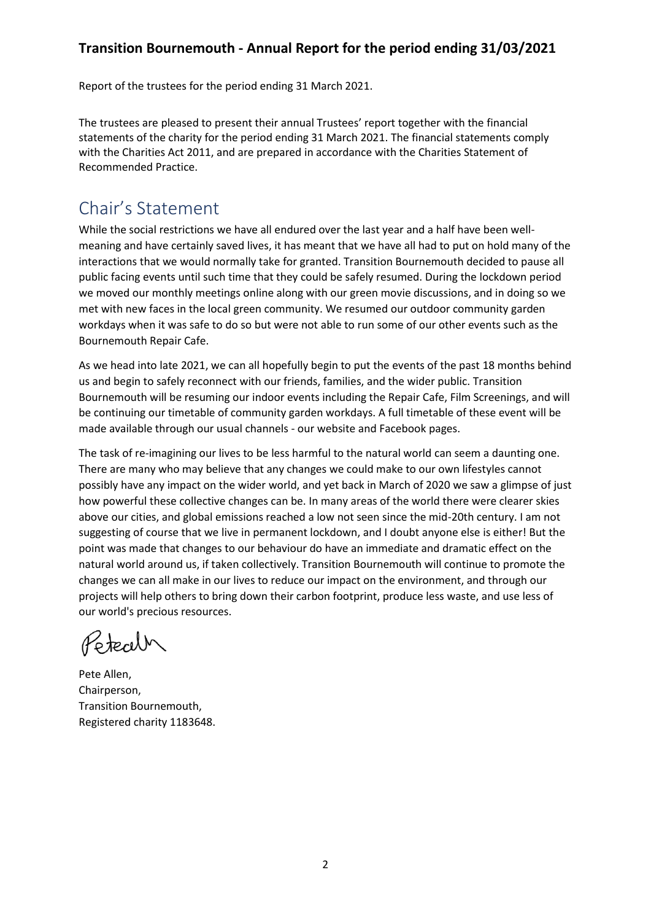## Transition Bournemouth - Annual Report for the period ending 31/03/2021

Report of the trustees for the period ending 31 March 2021.

The trustees are pleased to present their annual Trustees' report together with the financial statements of the charity for the period ending 31 March 2021. The financial statements comply with the Charities Act 2011, and are prepared in accordance with the Charities Statement of Recommended Practice.

# Chair's Statement

While the social restrictions we have all endured over the last year and a half have been well-meaning and have certainly saved lives, it has meant that we have all had to put on hold many of the interactions that we would normally take for granted. Transition Bournemouth decided to pause all public facing events until such time that they could be safely resumed. During the lockdown period we moved our monthly meetings online along with our green movie discussions, and in doing so we met with new faces in the local green community. We resumed our outdoor community garden workdays when it was safe to do so but were not able to run some of our other events such as the Bournemouth Repair Cafe.

As we head into late 2021, we can all hopefully begin to put the events of the past 18 months behind us and begin to safely reconnect with our friends, families, and the wider public. Transition Bournemouth will be resuming our indoor events including the Repair Cafe, Film Screenings, and will be continuing our timetable of community garden workdays. A full timetable of these event will be made available through our usual channels - our website and Facebook pages.

The task of re-imagining our lives to be less harmful to the natural world can seem a daunting one. There are many who may believe that any changes we could make to our own lifestyles cannot possibly have any impact on the wider world, and yet back in March of 2020 we saw a glimpse of just how powerful these collective changes can be. In many areas of the world there were clearer skies above our cities, and global emissions reached a low not seen since the mid-20th century. I am not suggesting of course that we live in permanent lockdown, and I doubt anyone else is either! But the point was made that changes to our behaviour do have an immediate and dramatic effect on the natural world around us, if taken collectively. Transition Bournemouth will continue to promote the changes we can all make in our lives to reduce our impact on the environment, and through our projects will help others to bring down their carbon footprint, produce less waste, and use less of our world's precious resources.

Pete Allen,
Chairperson,
Transition Bournemouth,
Registered charity 1183648.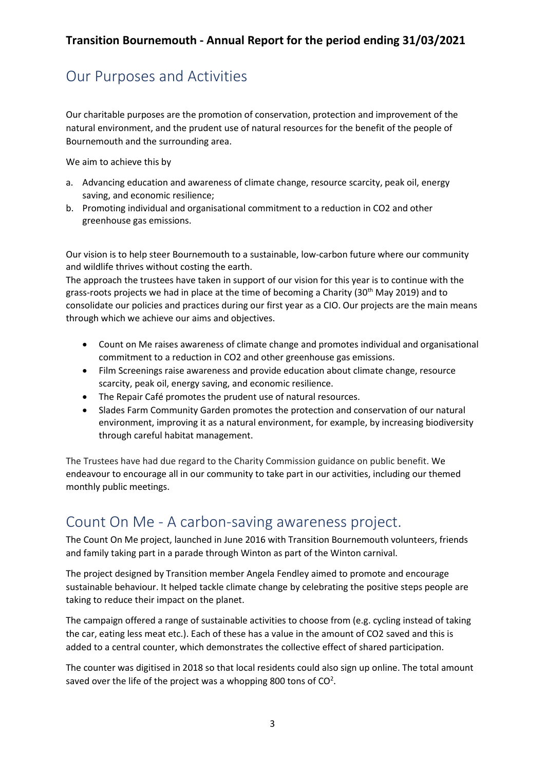## Transition Bournemouth - Annual Report for the period ending 31/03/2021

# Our Purposes and Activities

Our charitable purposes are the promotion of conservation, protection and improvement of the natural environment, and the prudent use of natural resources for the benefit of the people of Bournemouth and the surrounding area.

We aim to achieve this by

a. Advancing education and awareness of climate change, resource scarcity, peak oil, energy saving, and economic resilience;
b. Promoting individual and organisational commitment to a reduction in CO2 and other greenhouse gas emissions.

Our vision is to help steer Bournemouth to a sustainable, low-carbon future where our community and wildlife thrives without costing the earth.

The approach the trustees have taken in support of our vision for this year is to continue with the grass-roots projects we had in place at the time of becoming a Charity (30th May 2019) and to consolidate our policies and practices during our first year as a CIO. Our projects are the main means through which we achieve our aims and objectives.

- Count on Me raises awareness of climate change and promotes individual and organisational commitment to a reduction in CO2 and other greenhouse gas emissions.
- Film Screenings raise awareness and provide education about climate change, resource scarcity, peak oil, energy saving, and economic resilience.
- The Repair Café promotes the prudent use of natural resources.
- Slades Farm Community Garden promotes the protection and conservation of our natural environment, improving it as a natural environment, for example, by increasing biodiversity through careful habitat management.

The Trustees have had due regard to the Charity Commission guidance on public benefit. We endeavour to encourage all in our community to take part in our activities, including our themed monthly public meetings.

# Count On Me - A carbon-saving awareness project.

The Count On Me project, launched in June 2016 with Transition Bournemouth volunteers, friends and family taking part in a parade through Winton as part of the Winton carnival.

The project designed by Transition member Angela Fendley aimed to promote and encourage sustainable behaviour. It helped tackle climate change by celebrating the positive steps people are taking to reduce their impact on the planet.

The campaign offered a range of sustainable activities to choose from (e.g. cycling instead of taking the car, eating less meat etc.). Each of these has a value in the amount of CO2 saved and this is added to a central counter, which demonstrates the collective effect of shared participation.

The counter was digitised in 2018 so that local residents could also sign up online. The total amount saved over the life of the project was a whopping 800 tons of $CO^2$.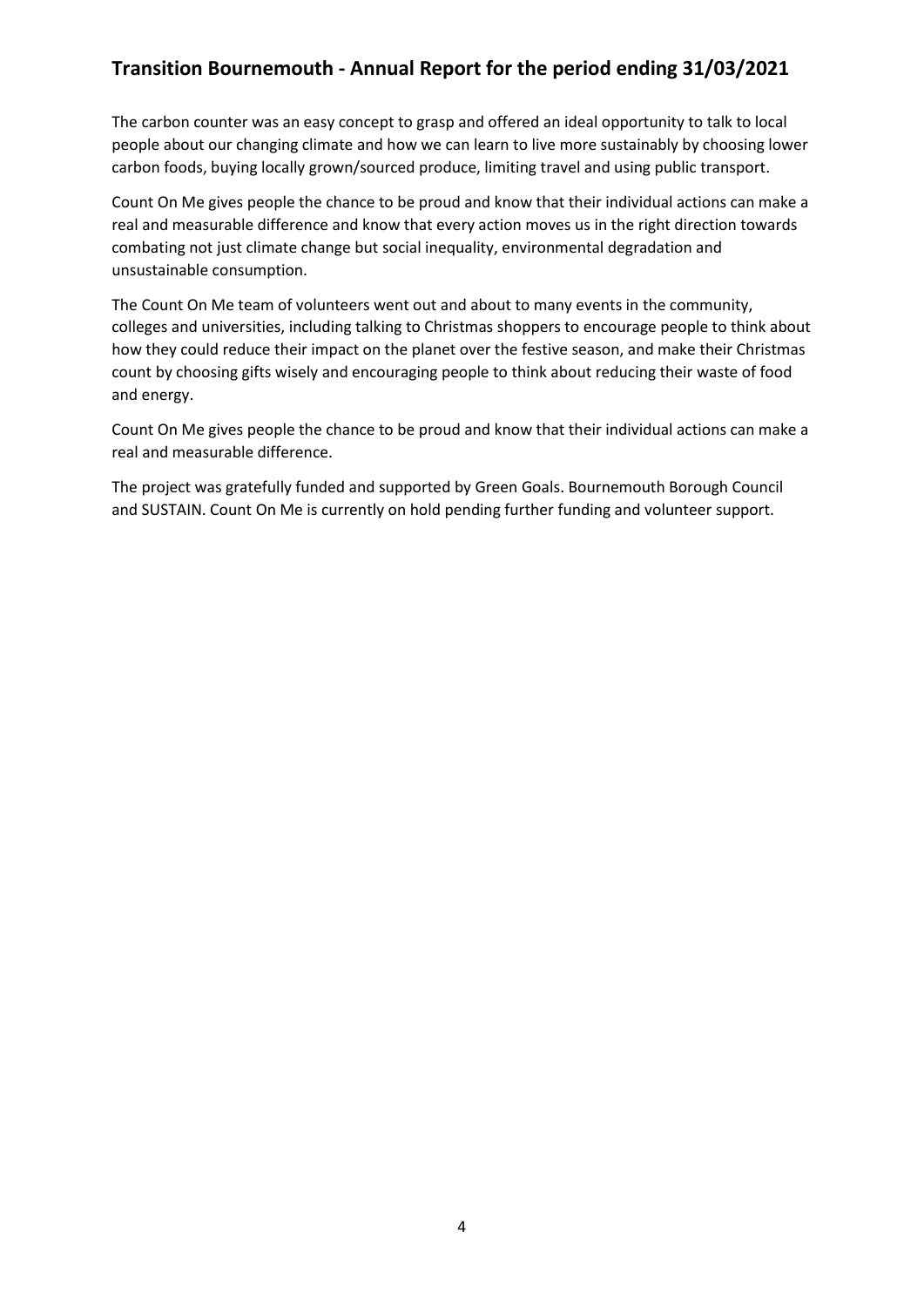The carbon counter was an easy concept to grasp and offered an ideal opportunity to talk to local people about our changing climate and how we can learn to live more sustainably by choosing lower carbon foods, buying locally grown/sourced produce, limiting travel and using public transport.

Count On Me gives people the chance to be proud and know that their individual actions can make a real and measurable difference and know that every action moves us in the right direction towards combating not just climate change but social inequality, environmental degradation and unsustainable consumption.

The Count On Me team of volunteers went out and about to many events in the community, colleges and universities, including talking to Christmas shoppers to encourage people to think about how they could reduce their impact on the planet over the festive season, and make their Christmas count by choosing gifts wisely and encouraging people to think about reducing their waste of food and energy.

Count On Me gives people the chance to be proud and know that their individual actions can make a real and measurable difference.

The project was gratefully funded and supported by Green Goals. Bournemouth Borough Council and SUSTAIN. Count On Me is currently on hold pending further funding and volunteer support.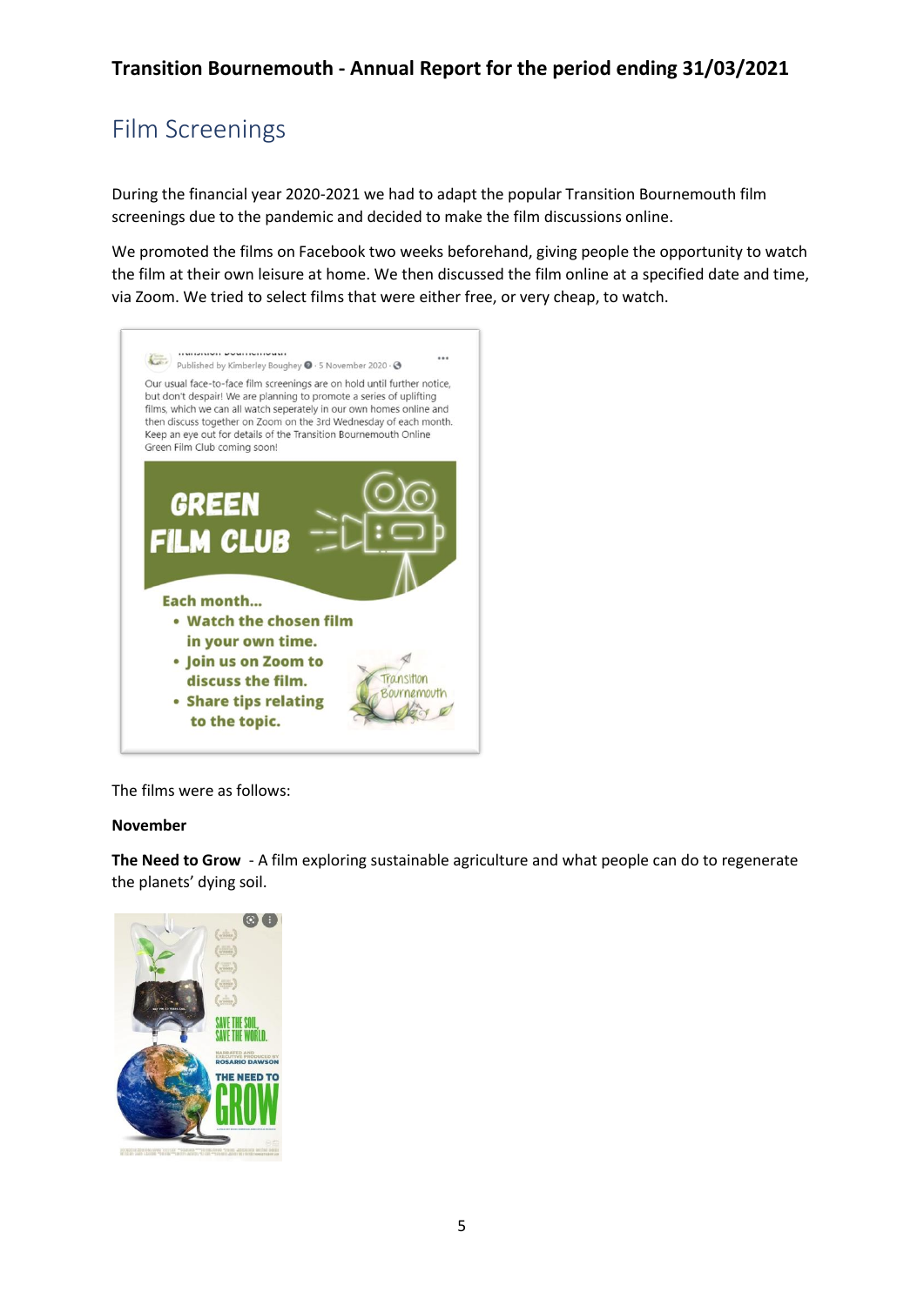## Film Screenings

During the financial year 2020-2021 we had to adapt the popular Transition Bournemouth film screenings due to the pandemic and decided to make the film discussions online.

We promoted the films on Facebook two weeks beforehand, giving people the opportunity to watch the film at their own leisure at home. We then discussed the film online at a specified date and time, via Zoom. We tried to select films that were either free, or very cheap, to watch.

Published by Kimberley Boughey · 5 November 2020

Our usual face-to-face film screenings are on hold until further notice, but don't despair! We are planning to promote a series of uplifting films, which we can all watch seperately in our own homes online and then discuss together on Zoom on the 3rd Wednesday of each month. Keep an eye out for details of the Transition Bournemouth Online Green Film Club coming soon!

GREEN FILM CLUB

Each month...

- Watch the chosen film in your own time.
- Join us on Zoom to discuss the film.
- Share tips relating to the topic.

The films were as follows:

**November**

**The Need to Grow** - A film exploring sustainable agriculture and what people can do to regenerate the planets' dying soil.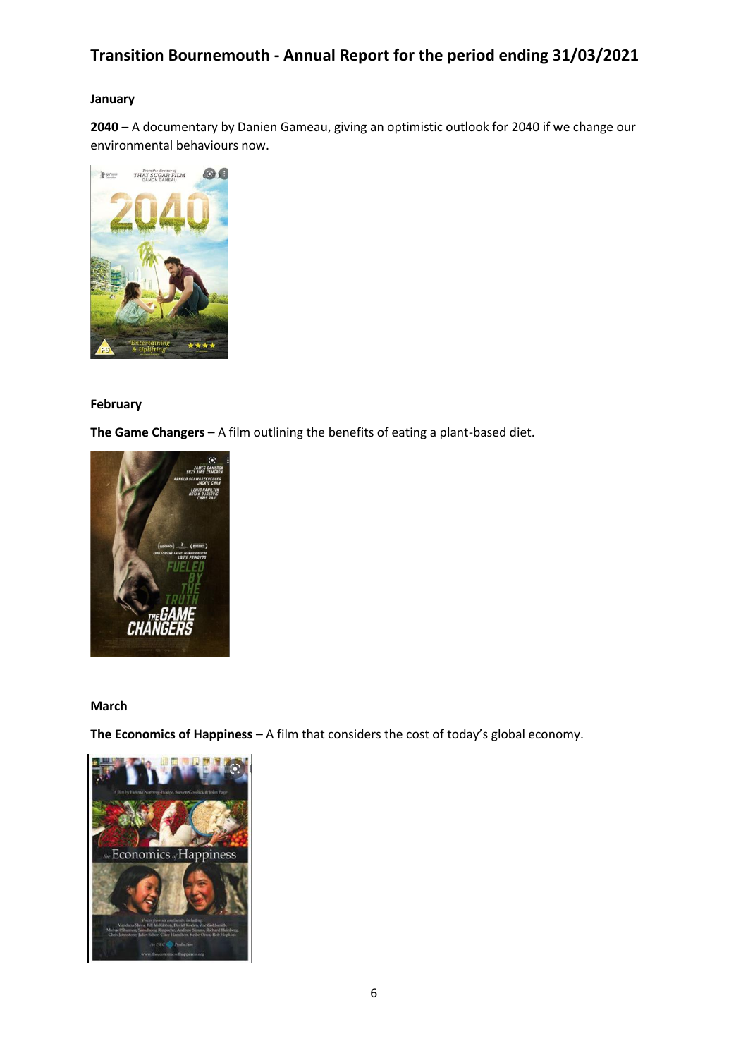# Transition Bournemouth - Annual Report for the period ending 31/03/2021

**January**

**2040** – A documentary by Danien Gameau, giving an optimistic outlook for 2040 if we change our environmental behaviours now.

**February**

**The Game Changers** – A film outlining the benefits of eating a plant-based diet.

**March**

**The Economics of Happiness** – A film that considers the cost of today's global economy.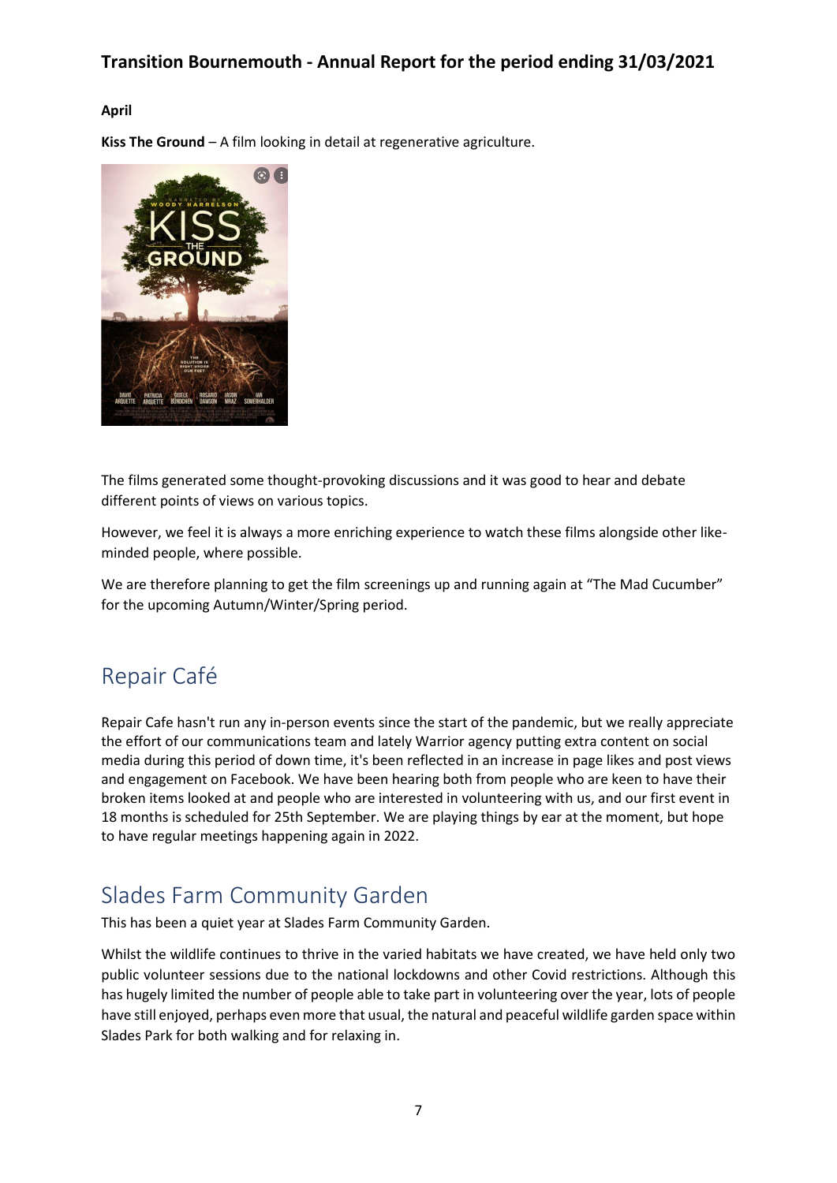**April**

**Kiss The Ground** – A film looking in detail at regenerative agriculture.

The films generated some thought-provoking discussions and it was good to hear and debate different points of views on various topics.

However, we feel it is always a more enriching experience to watch these films alongside other like-minded people, where possible.

We are therefore planning to get the film screenings up and running again at "The Mad Cucumber" for the upcoming Autumn/Winter/Spring period.

## Repair Café

Repair Cafe hasn't run any in-person events since the start of the pandemic, but we really appreciate the effort of our communications team and lately Warrior agency putting extra content on social media during this period of down time, it's been reflected in an increase in page likes and post views and engagement on Facebook. We have been hearing both from people who are keen to have their broken items looked at and people who are interested in volunteering with us, and our first event in 18 months is scheduled for 25th September. We are playing things by ear at the moment, but hope to have regular meetings happening again in 2022.

## Slades Farm Community Garden

This has been a quiet year at Slades Farm Community Garden.

Whilst the wildlife continues to thrive in the varied habitats we have created, we have held only two public volunteer sessions due to the national lockdowns and other Covid restrictions. Although this has hugely limited the number of people able to take part in volunteering over the year, lots of people have still enjoyed, perhaps even more that usual, the natural and peaceful wildlife garden space within Slades Park for both walking and for relaxing in.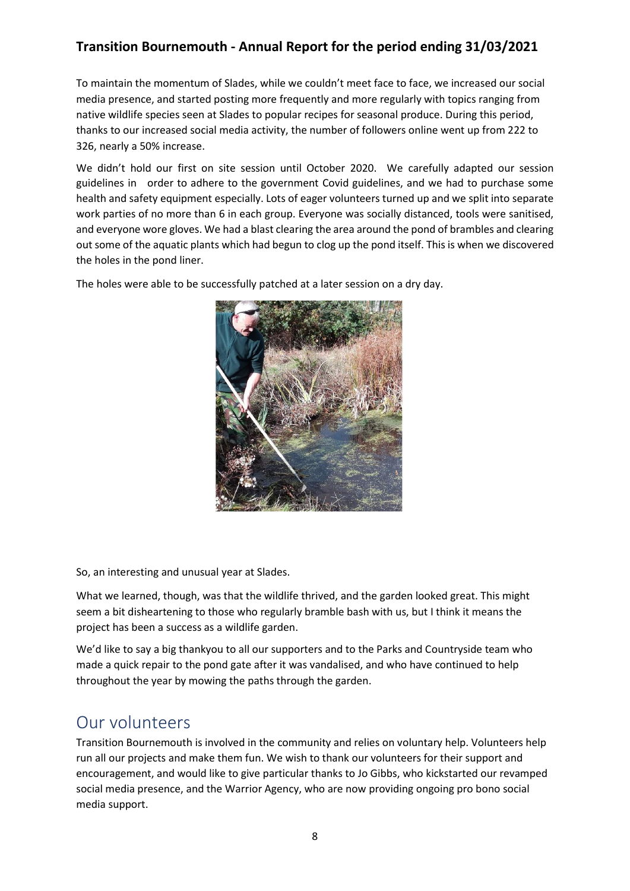To maintain the momentum of Slades, while we couldn't meet face to face, we increased our social media presence, and started posting more frequently and more regularly with topics ranging from native wildlife species seen at Slades to popular recipes for seasonal produce. During this period, thanks to our increased social media activity, the number of followers online went up from 222 to 326, nearly a 50% increase.

We didn't hold our first on site session until October 2020. We carefully adapted our session guidelines in order to adhere to the government Covid guidelines, and we had to purchase some health and safety equipment especially. Lots of eager volunteers turned up and we split into separate work parties of no more than 6 in each group. Everyone was socially distanced, tools were sanitised, and everyone wore gloves. We had a blast clearing the area around the pond of brambles and clearing out some of the aquatic plants which had begun to clog up the pond itself. This is when we discovered the holes in the pond liner.

The holes were able to be successfully patched at a later session on a dry day.

So, an interesting and unusual year at Slades.

What we learned, though, was that the wildlife thrived, and the garden looked great. This might seem a bit disheartening to those who regularly bramble bash with us, but I think it means the project has been a success as a wildlife garden.

We'd like to say a big thankyou to all our supporters and to the Parks and Countryside team who made a quick repair to the pond gate after it was vandalised, and who have continued to help throughout the year by mowing the paths through the garden.

## Our volunteers

Transition Bournemouth is involved in the community and relies on voluntary help. Volunteers help run all our projects and make them fun. We wish to thank our volunteers for their support and encouragement, and would like to give particular thanks to Jo Gibbs, who kickstarted our revamped social media presence, and the Warrior Agency, who are now providing ongoing pro bono social media support.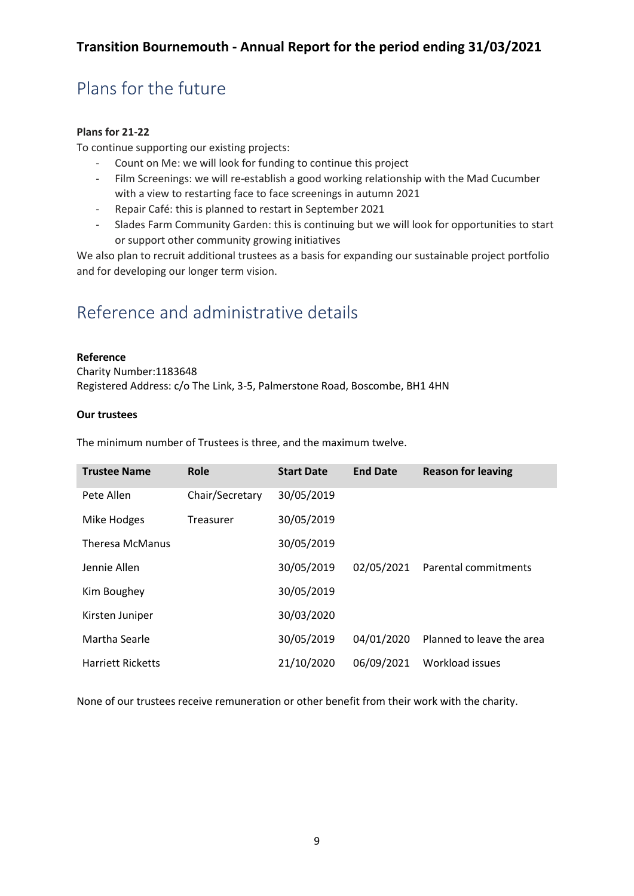## Plans for the future

**Plans for 21-22**

To continue supporting our existing projects:

- Count on Me: we will look for funding to continue this project
- Film Screenings: we will re-establish a good working relationship with the Mad Cucumber with a view to restarting face to face screenings in autumn 2021
- Repair Café: this is planned to restart in September 2021
- Slades Farm Community Garden: this is continuing but we will look for opportunities to start or support other community growing initiatives

We also plan to recruit additional trustees as a basis for expanding our sustainable project portfolio and for developing our longer term vision.

## Reference and administrative details

**Reference**

Charity Number:1183648
Registered Address: c/o The Link, 3-5, Palmerstone Road, Boscombe, BH1 4HN

**Our trustees**

The minimum number of Trustees is three, and the maximum twelve.

| Trustee Name | Role | Start Date | End Date | Reason for leaving |
|---|---|---|---|---|
| Pete Allen | Chair/Secretary | 30/05/2019 | | |
| Mike Hodges | Treasurer | 30/05/2019 | | |
| Theresa McManus | | 30/05/2019 | | |
| Jennie Allen | | 30/05/2019 | 02/05/2021 | Parental commitments |
| Kim Boughey | | 30/05/2019 | | |
| Kirsten Juniper | | 30/03/2020 | | |
| Martha Searle | | 30/05/2019 | 04/01/2020 | Planned to leave the area |
| Harriett Ricketts | | 21/10/2020 | 06/09/2021 | Workload issues |

None of our trustees receive remuneration or other benefit from their work with the charity.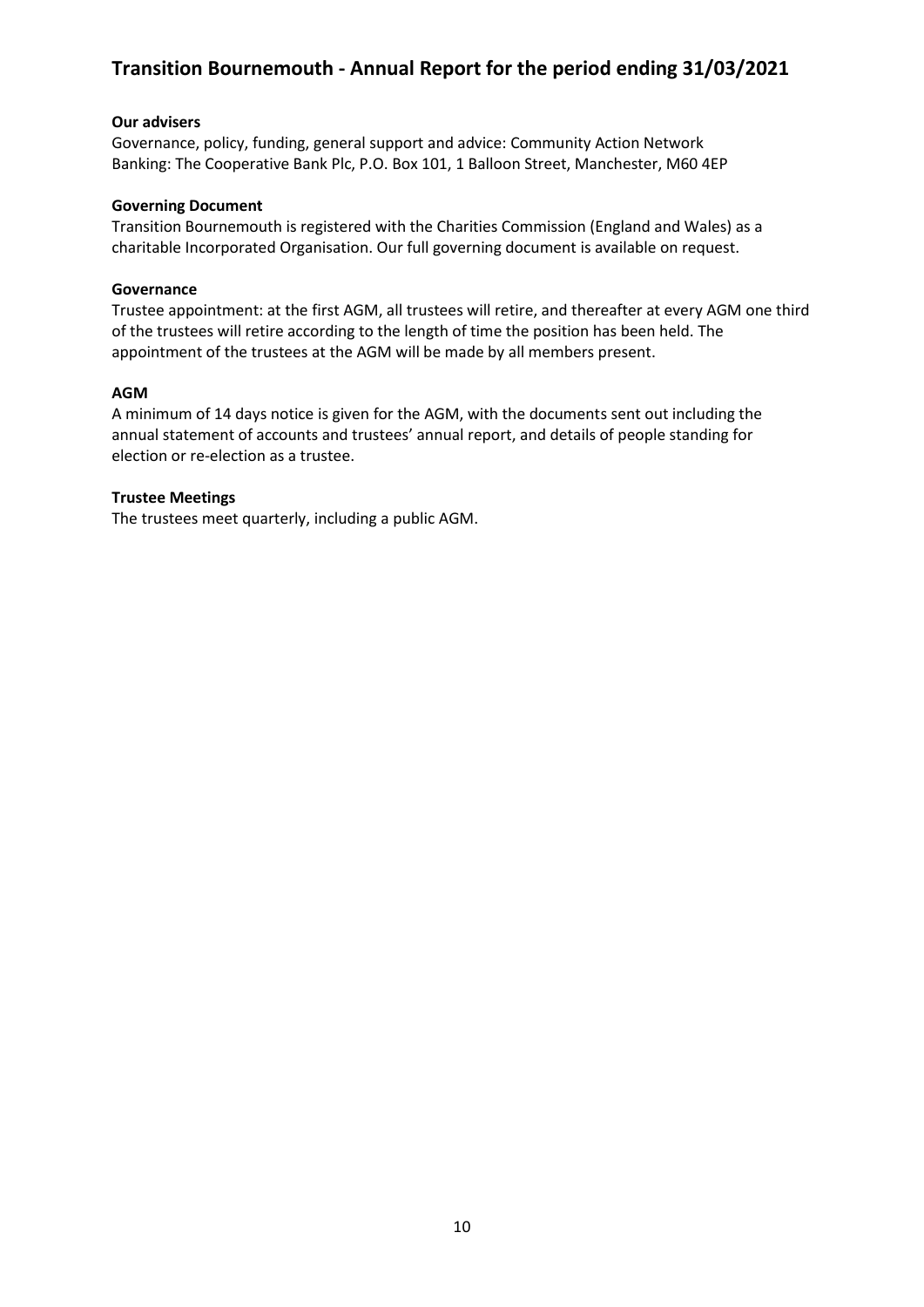**Our advisers**

Governance, policy, funding, general support and advice: Community Action Network
Banking: The Cooperative Bank Plc, P.O. Box 101, 1 Balloon Street, Manchester, M60 4EP

**Governing Document**

Transition Bournemouth is registered with the Charities Commission (England and Wales) as a charitable Incorporated Organisation. Our full governing document is available on request.

**Governance**

Trustee appointment: at the first AGM, all trustees will retire, and thereafter at every AGM one third of the trustees will retire according to the length of time the position has been held. The appointment of the trustees at the AGM will be made by all members present.

**AGM**

A minimum of 14 days notice is given for the AGM, with the documents sent out including the annual statement of accounts and trustees' annual report, and details of people standing for election or re-election as a trustee.

**Trustee Meetings**

The trustees meet quarterly, including a public AGM.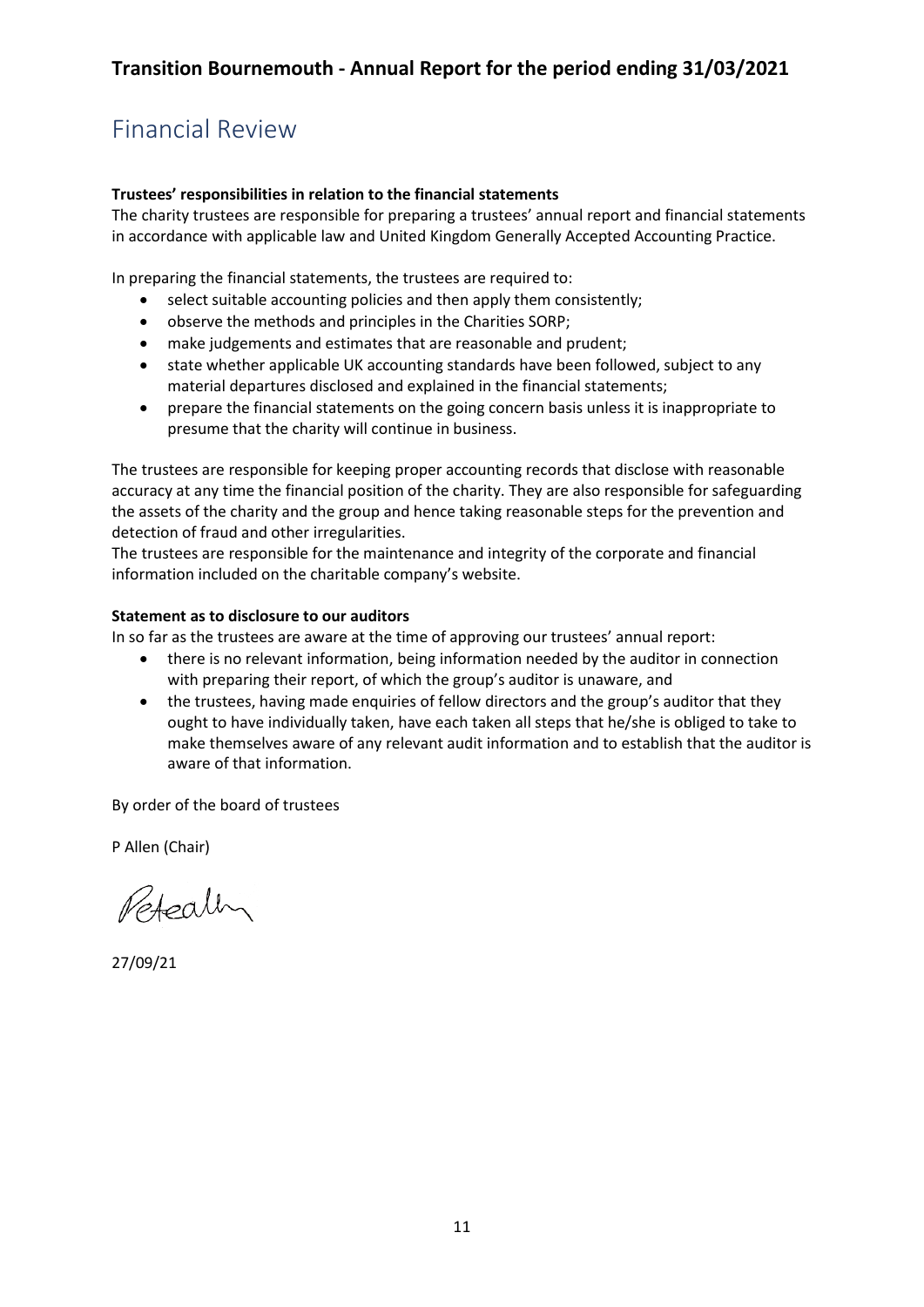# Financial Review

**Trustees' responsibilities in relation to the financial statements**

The charity trustees are responsible for preparing a trustees' annual report and financial statements in accordance with applicable law and United Kingdom Generally Accepted Accounting Practice.

In preparing the financial statements, the trustees are required to:

- select suitable accounting policies and then apply them consistently;
- observe the methods and principles in the Charities SORP;
- make judgements and estimates that are reasonable and prudent;
- state whether applicable UK accounting standards have been followed, subject to any material departures disclosed and explained in the financial statements;
- prepare the financial statements on the going concern basis unless it is inappropriate to presume that the charity will continue in business.

The trustees are responsible for keeping proper accounting records that disclose with reasonable accuracy at any time the financial position of the charity. They are also responsible for safeguarding the assets of the charity and the group and hence taking reasonable steps for the prevention and detection of fraud and other irregularities.

The trustees are responsible for the maintenance and integrity of the corporate and financial information included on the charitable company's website.

**Statement as to disclosure to our auditors**

In so far as the trustees are aware at the time of approving our trustees' annual report:

- there is no relevant information, being information needed by the auditor in connection with preparing their report, of which the group's auditor is unaware, and
- the trustees, having made enquiries of fellow directors and the group's auditor that they ought to have individually taken, have each taken all steps that he/she is obliged to take to make themselves aware of any relevant audit information and to establish that the auditor is aware of that information.

By order of the board of trustees

P Allen (Chair)

27/09/21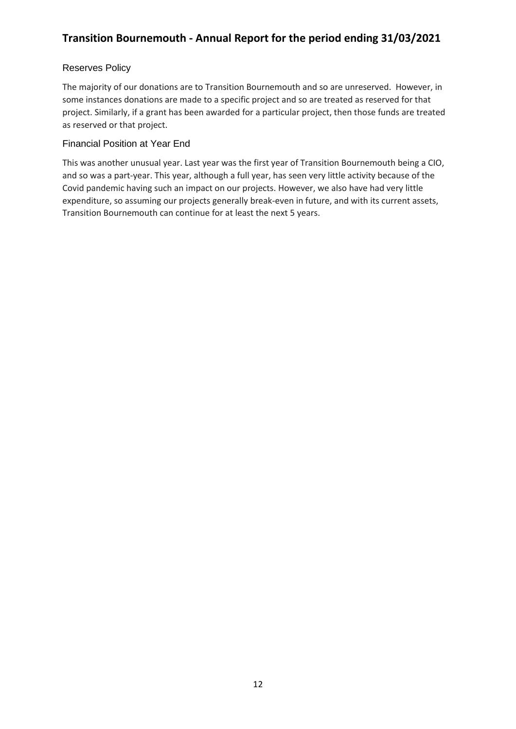## Reserves Policy

The majority of our donations are to Transition Bournemouth and so are unreserved. However, in some instances donations are made to a specific project and so are treated as reserved for that project. Similarly, if a grant has been awarded for a particular project, then those funds are treated as reserved or that project.

## Financial Position at Year End

This was another unusual year. Last year was the first year of Transition Bournemouth being a CIO, and so was a part-year. This year, although a full year, has seen very little activity because of the Covid pandemic having such an impact on our projects. However, we also have had very little expenditure, so assuming our projects generally break-even in future, and with its current assets, Transition Bournemouth can continue for at least the next 5 years.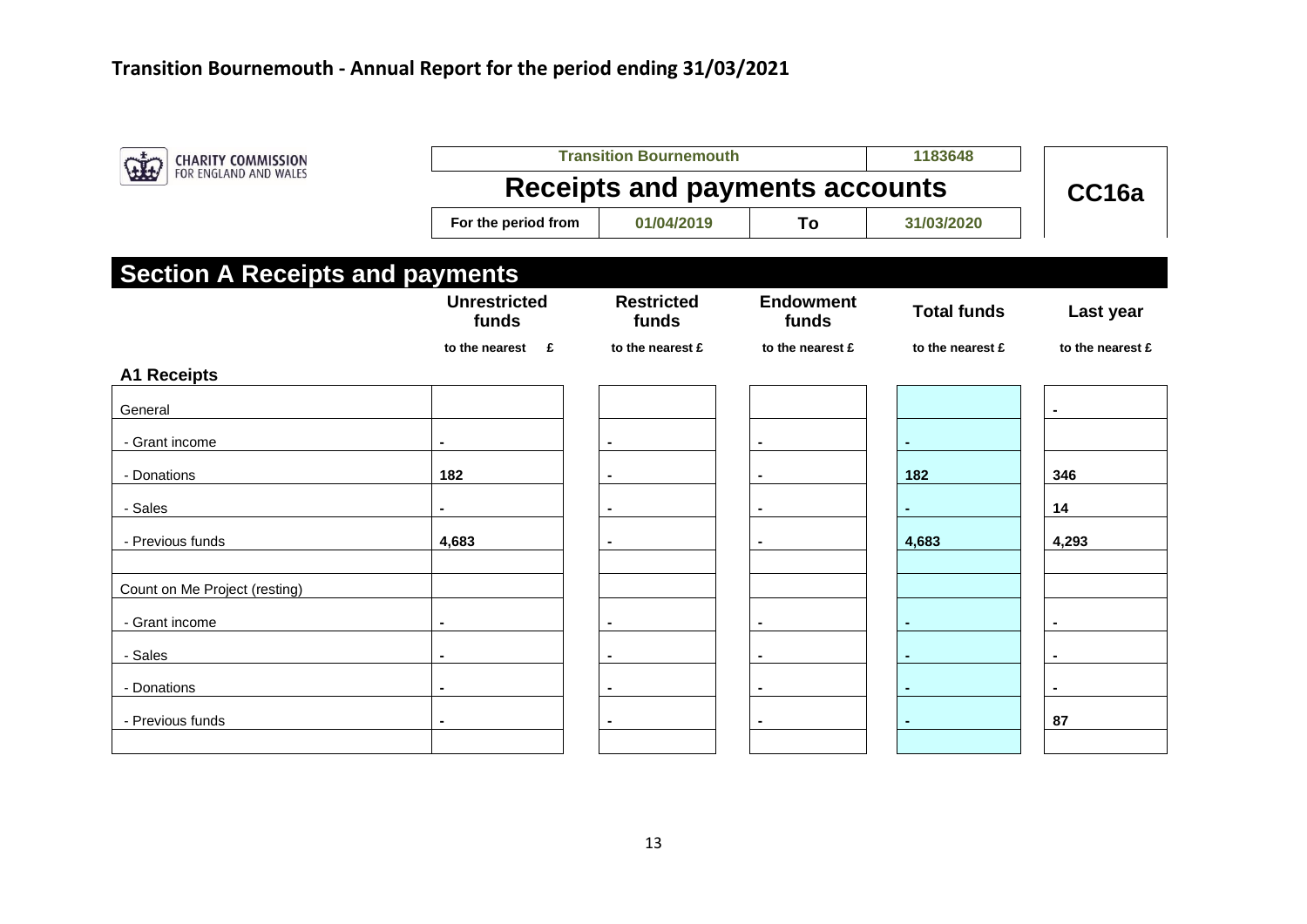# Transition Bournemouth - Annual Report for the period ending 31/03/2021

CHARITY COMMISSION FOR ENGLAND AND WALES

| Transition Bournemouth | | | 1183648 |
|---|---|---|---|
| **Receipts and payments accounts** | | | **CC16a** |
| For the period from | 01/04/2019 | To | 31/03/2020 |

## Section A Receipts and payments

| | Unrestricted funds | Restricted funds | Endowment funds | Total funds | Last year |
|---|---|---|---|---|---|
| | to the nearest £ | to the nearest £ | to the nearest £ | to the nearest £ | to the nearest £ |
| **A1 Receipts** | | | | | |
| General | | | | | - |
| - Grant income | - | - | - | - | |
| - Donations | 182 | - | - | 182 | 346 |
| - Sales | - | - | - | - | 14 |
| - Previous funds | 4,683 | - | - | 4,683 | 4,293 |
| | | | | | |
| Count on Me Project (resting) | | | | | |
| - Grant income | - | - | - | - | - |
| - Sales | - | - | - | - | - |
| - Donations | - | - | - | - | - |
| - Previous funds | - | - | - | - | 87 |
| | | | | | |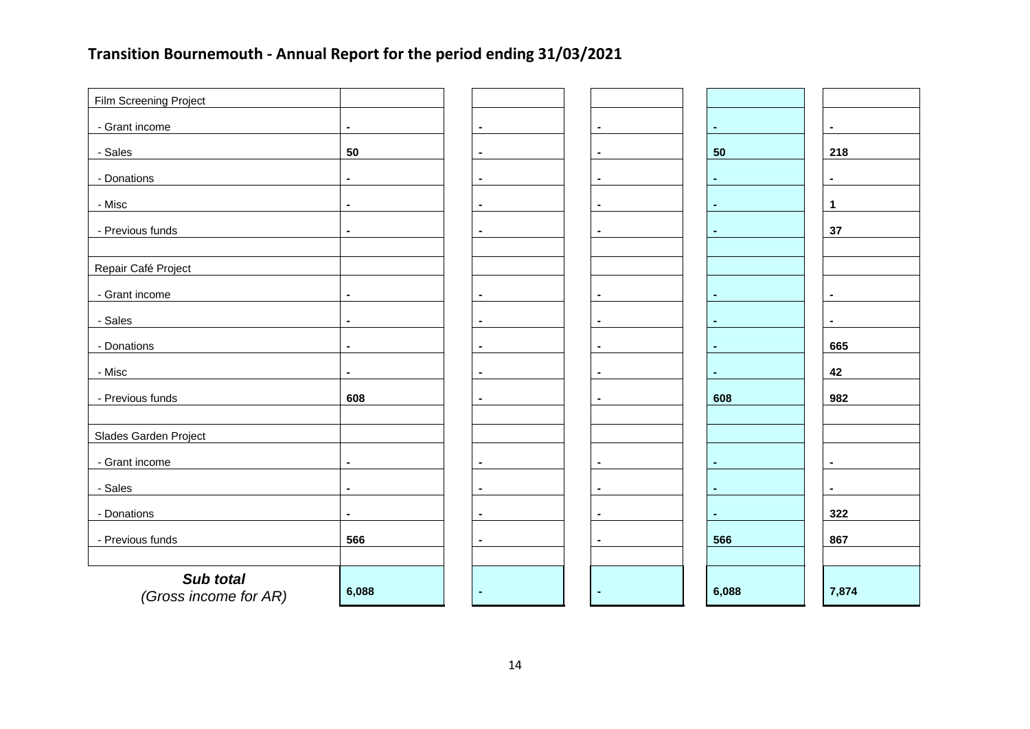## Transition Bournemouth - Annual Report for the period ending 31/03/2021

| | | | | | |
|---|---|---|---|---|---|
| Film Screening Project | | | | | |
| - Grant income | - | - | - | - | - |
| - Sales | 50 | - | - | 50 | 218 |
| - Donations | - | - | - | - | - |
| - Misc | - | - | - | - | 1 |
| - Previous funds | - | - | - | - | 37 |
| | | | | | |
| Repair Café Project | | | | | |
| - Grant income | - | - | - | - | - |
| - Sales | - | - | - | - | - |
| - Donations | - | - | - | - | 665 |
| - Misc | - | - | - | - | 42 |
| - Previous funds | 608 | - | - | 608 | 982 |
| | | | | | |
| Slades Garden Project | | | | | |
| - Grant income | - | - | - | - | - |
| - Sales | - | - | - | - | - |
| - Donations | - | - | - | - | 322 |
| - Previous funds | 566 | - | - | 566 | 867 |
| | | | | | |
| ***Sub total*** *(Gross income for AR)* | 6,088 | - | - | 6,088 | 7,874 |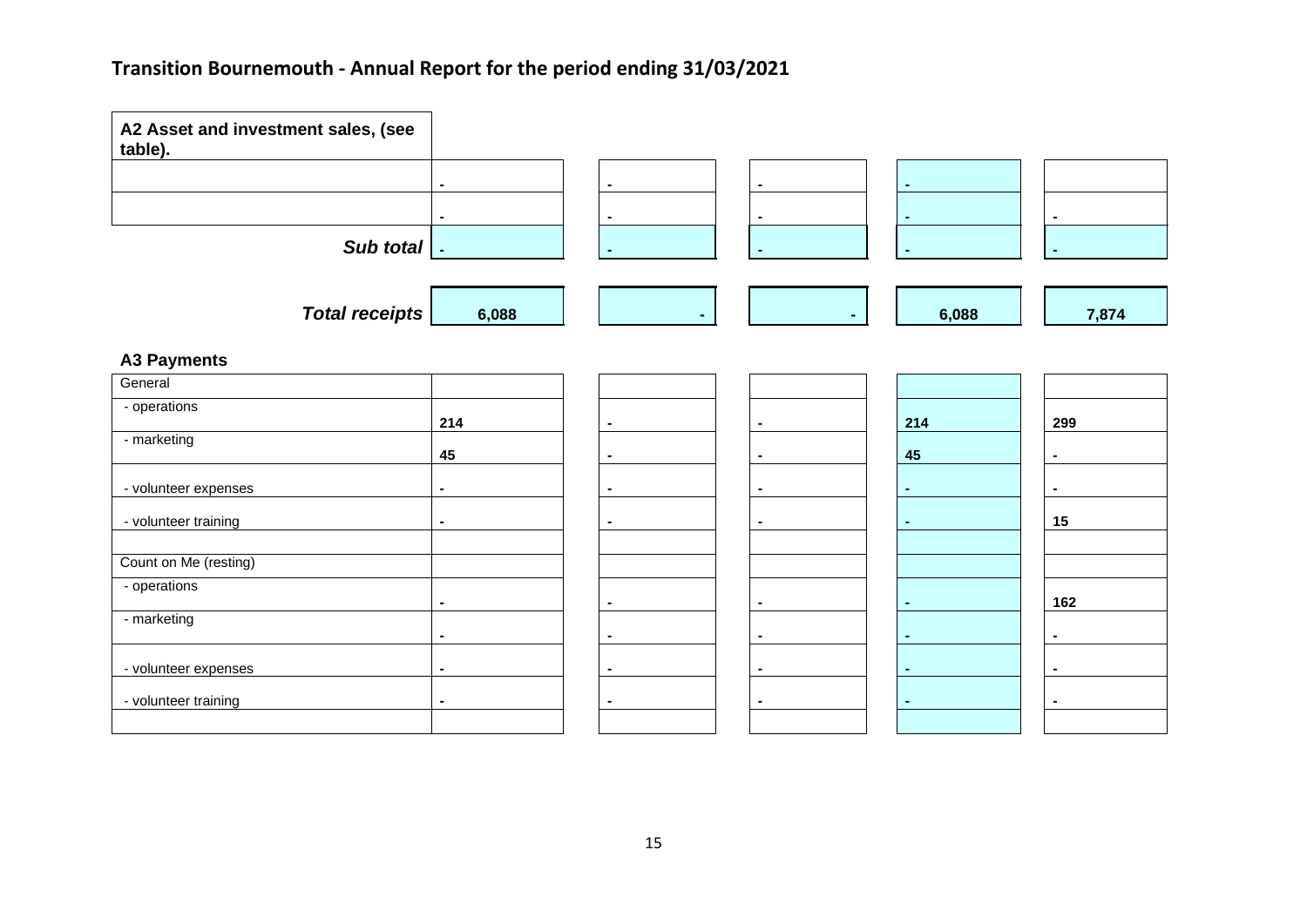## Transition Bournemouth - Annual Report for the period ending 31/03/2021

| A2 Asset and investment sales, (see table). | | | | | |
|---|---|---|---|---|---|
| | - | - | - | - | |
| | - | - | - | - | - |
| ***Sub total*** | - | - | - | - | - |
| | | | | | |
| ***Total receipts*** | **6,088** | - | - | **6,088** | **7,874** |

### A3 Payments

| | | | | | |
|---|---|---|---|---|---|
| General | | | | | |
| - operations | **214** | - | - | **214** | **299** |
| - marketing | **45** | - | - | **45** | - |
| - volunteer expenses | - | - | - | - | - |
| - volunteer training | - | - | - | - | **15** |
| | | | | | |
| Count on Me (resting) | | | | | |
| - operations | - | - | - | - | **162** |
| - marketing | - | - | - | - | - |
| - volunteer expenses | - | - | - | - | - |
| - volunteer training | - | - | - | - | - |
| | | | | | |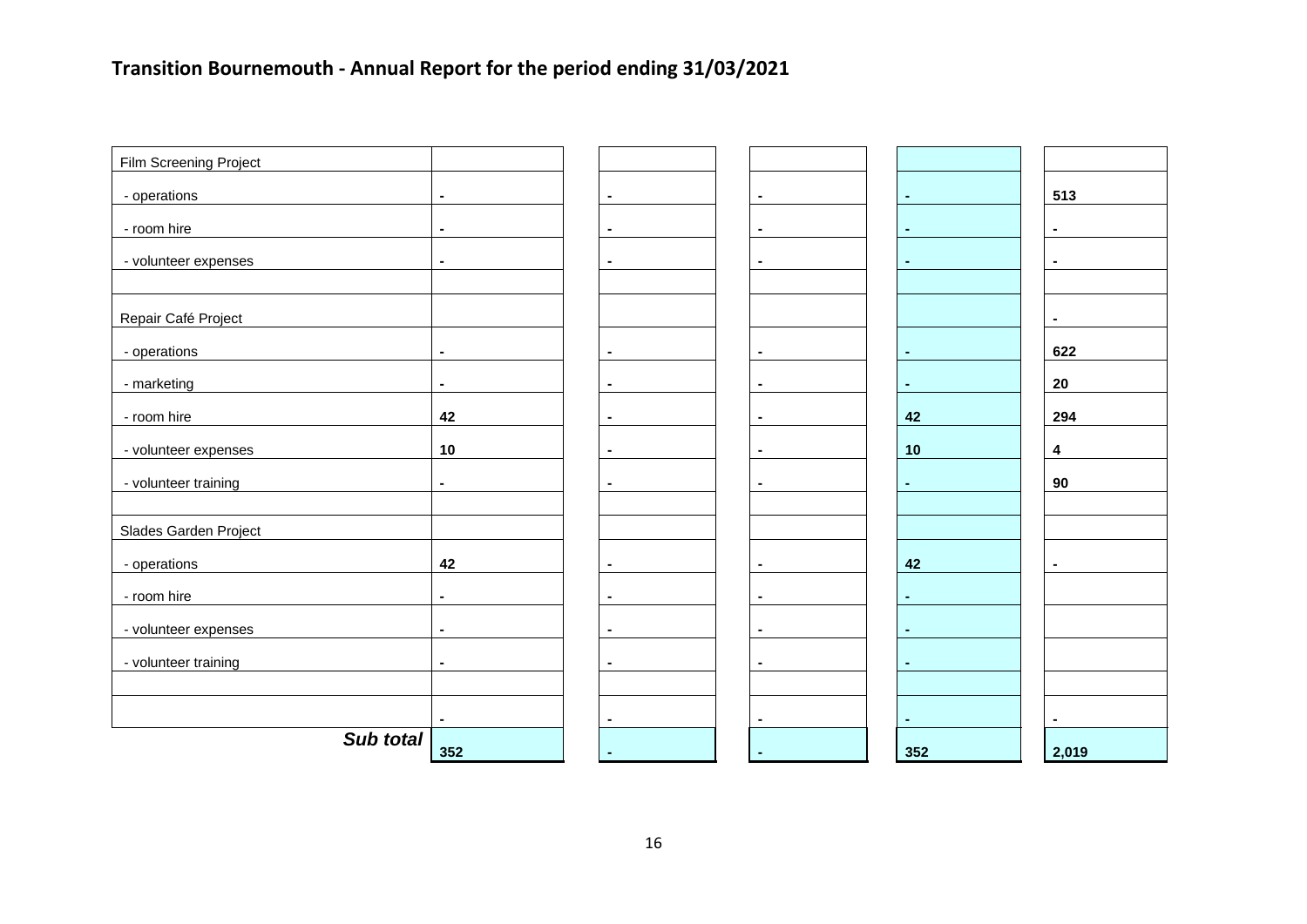## Transition Bournemouth - Annual Report for the period ending 31/03/2021

| Film Screening Project | | | | | |
|---|---|---|---|---|---|
| - operations | **-** | **-** | **-** | **-** | **513** |
| - room hire | **-** | **-** | **-** | **-** | **-** |
| - volunteer expenses | **-** | **-** | **-** | **-** | **-** |
| | | | | | |
| Repair Café Project | | | | | **-** |
| - operations | **-** | **-** | **-** | **-** | **622** |
| - marketing | **-** | **-** | **-** | **-** | **20** |
| - room hire | **42** | **-** | **-** | **42** | **294** |
| - volunteer expenses | **10** | **-** | **-** | **10** | **4** |
| - volunteer training | **-** | **-** | **-** | **-** | **90** |
| | | | | | |
| Slades Garden Project | | | | | |
| - operations | **42** | **-** | **-** | **42** | **-** |
| - room hire | **-** | **-** | **-** | **-** | |
| - volunteer expenses | **-** | **-** | **-** | **-** | |
| - volunteer training | **-** | **-** | **-** | **-** | |
| | | | | | |
| | **-** | **-** | **-** | **-** | **-** |
| ***Sub total*** | **352** | **-** | **-** | **352** | **2,019** |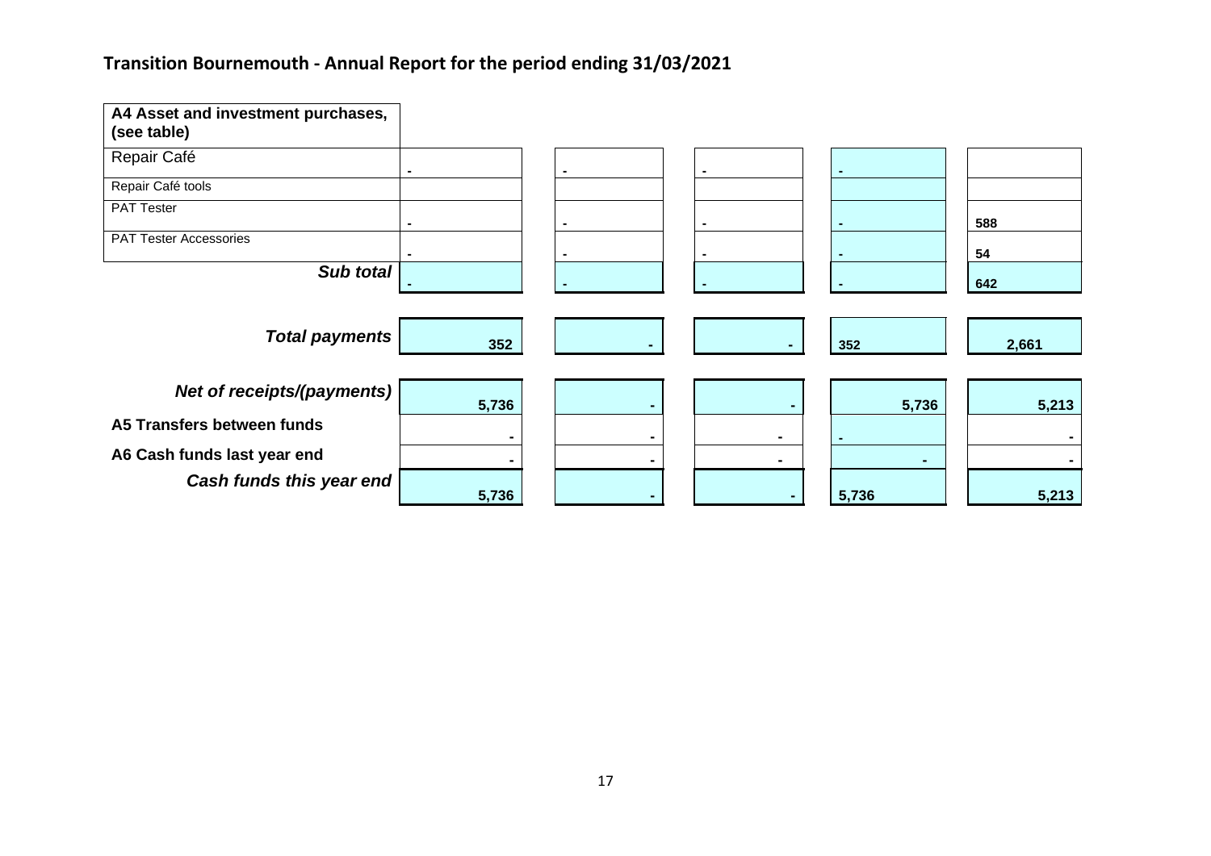## Transition Bournemouth - Annual Report for the period ending 31/03/2021

| A4 Asset and investment purchases, (see table) | | | | | |
| --- | --- | --- | --- | --- | --- |
| Repair Café | - | - | - | - | |
| Repair Café tools | | | | | |
| PAT Tester | - | - | - | - | 588 |
| PAT Tester Accessories | - | - | - | - | 54 |
| ***Sub total*** | - | - | - | - | 642 |
| | | | | | |
| ***Total payments*** | 352 | - | - | 352 | 2,661 |
| | | | | | |
| ***Net of receipts/(payments)*** | 5,736 | - | - | 5,736 | 5,213 |
| **A5 Transfers between funds** | - | - | - | - | - |
| **A6 Cash funds last year end** | - | - | - | - | - |
| ***Cash funds this year end*** | 5,736 | - | - | 5,736 | 5,213 |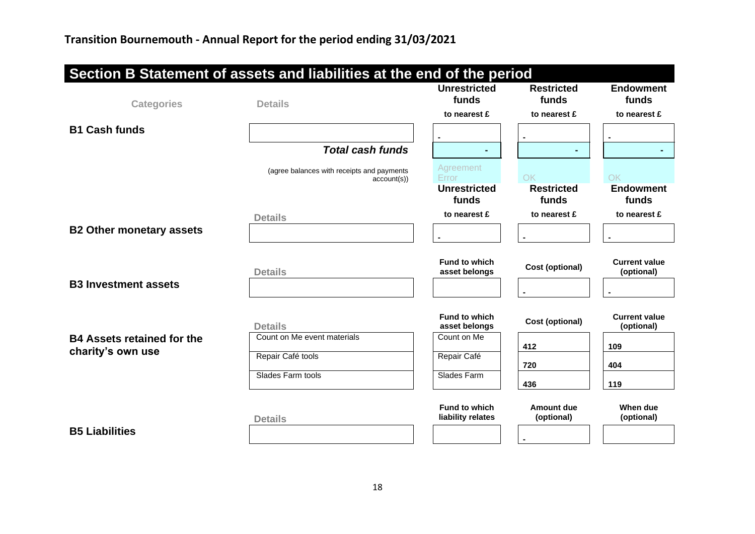## Transition Bournemouth - Annual Report for the period ending 31/03/2021

## Section B Statement of assets and liabilities at the end of the period

| Categories | Details | Unrestricted funds to nearest £ | Restricted funds to nearest £ | Endowment funds to nearest £ |
|---|---|---|---|---|
| **B1 Cash funds** | | - | - | - |
| | ***Total cash funds*** | - | - | - |
| | (agree balances with receipts and payments account(s)) | Agreement Error | OK | OK |

| Categories | Details | Unrestricted funds to nearest £ | Restricted funds to nearest £ | Endowment funds to nearest £ |
|---|---|---|---|---|
| **B2 Other monetary assets** | | - | - | - |

| Categories | Details | Fund to which asset belongs | Cost (optional) | Current value (optional) |
|---|---|---|---|---|
| **B3 Investment assets** | | | - | - |

| Categories | Details | Fund to which asset belongs | Cost (optional) | Current value (optional) |
|---|---|---|---|---|
| **B4 Assets retained for the charity's own use** | Count on Me event materials | Count on Me | 412 | 109 |
| | Repair Café tools | Repair Café | 720 | 404 |
| | Slades Farm tools | Slades Farm | 436 | 119 |

| Categories | Details | Fund to which liability relates | Amount due (optional) | When due (optional) |
|---|---|---|---|---|
| **B5 Liabilities** | | | - | |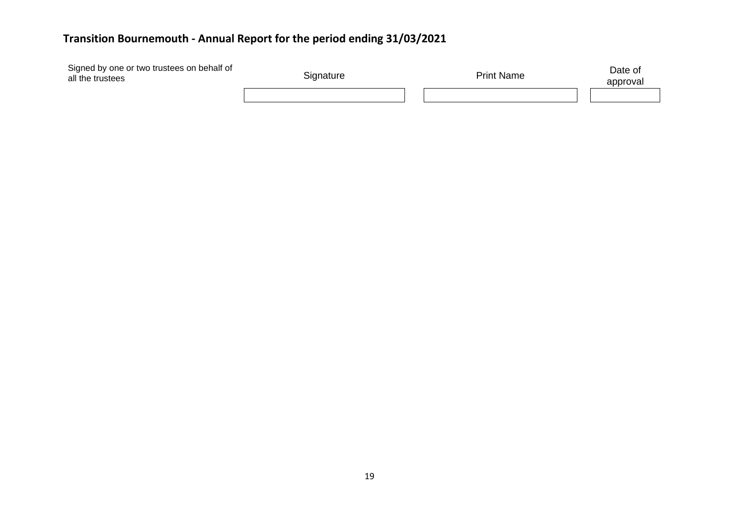## Transition Bournemouth - Annual Report for the period ending 31/03/2021

| Signed by one or two trustees on behalf of all the trustees | Signature | Print Name | Date of approval |
| --- | --- | --- | --- |
| | | | |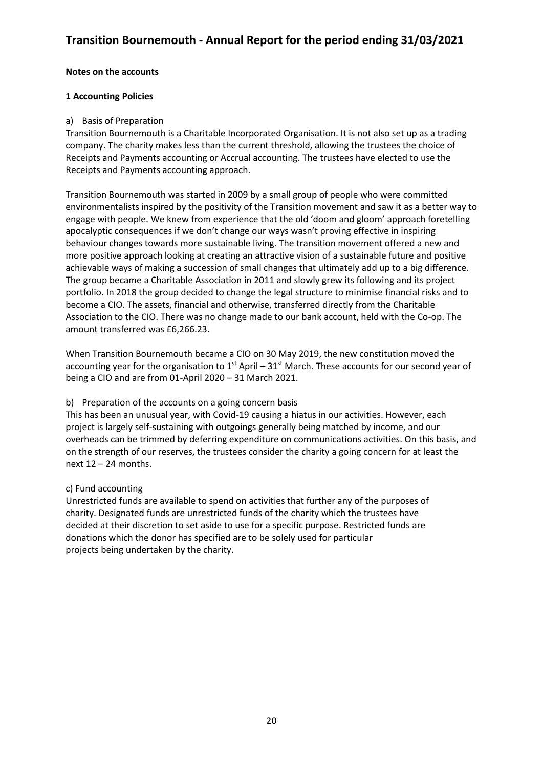**Notes on the accounts**

**1 Accounting Policies**

a) Basis of Preparation

Transition Bournemouth is a Charitable Incorporated Organisation. It is not also set up as a trading company. The charity makes less than the current threshold, allowing the trustees the choice of Receipts and Payments accounting or Accrual accounting. The trustees have elected to use the Receipts and Payments accounting approach.

Transition Bournemouth was started in 2009 by a small group of people who were committed environmentalists inspired by the positivity of the Transition movement and saw it as a better way to engage with people. We knew from experience that the old 'doom and gloom' approach foretelling apocalyptic consequences if we don't change our ways wasn't proving effective in inspiring behaviour changes towards more sustainable living. The transition movement offered a new and more positive approach looking at creating an attractive vision of a sustainable future and positive achievable ways of making a succession of small changes that ultimately add up to a big difference. The group became a Charitable Association in 2011 and slowly grew its following and its project portfolio. In 2018 the group decided to change the legal structure to minimise financial risks and to become a CIO. The assets, financial and otherwise, transferred directly from the Charitable Association to the CIO. There was no change made to our bank account, held with the Co-op. The amount transferred was £6,266.23.

When Transition Bournemouth became a CIO on 30 May 2019, the new constitution moved the accounting year for the organisation to 1st April – 31st March. These accounts for our second year of being a CIO and are from 01-April 2020 – 31 March 2021.

b) Preparation of the accounts on a going concern basis

This has been an unusual year, with Covid-19 causing a hiatus in our activities. However, each project is largely self-sustaining with outgoings generally being matched by income, and our overheads can be trimmed by deferring expenditure on communications activities. On this basis, and on the strength of our reserves, the trustees consider the charity a going concern for at least the next 12 – 24 months.

c) Fund accounting

Unrestricted funds are available to spend on activities that further any of the purposes of charity. Designated funds are unrestricted funds of the charity which the trustees have decided at their discretion to set aside to use for a specific purpose. Restricted funds are donations which the donor has specified are to be solely used for particular projects being undertaken by the charity.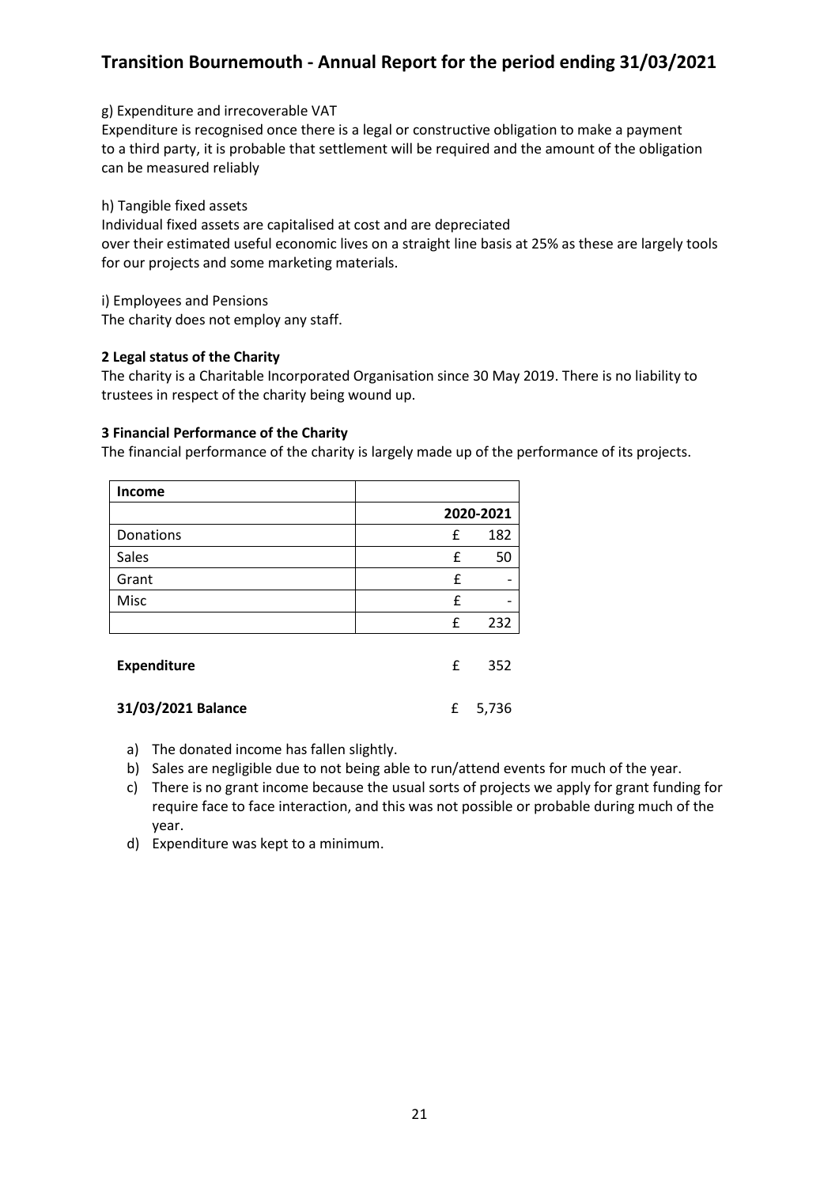g) Expenditure and irrecoverable VAT

Expenditure is recognised once there is a legal or constructive obligation to make a payment to a third party, it is probable that settlement will be required and the amount of the obligation can be measured reliably

h) Tangible fixed assets

Individual fixed assets are capitalised at cost and are depreciated over their estimated useful economic lives on a straight line basis at 25% as these are largely tools for our projects and some marketing materials.

i) Employees and Pensions

The charity does not employ any staff.

**2 Legal status of the Charity**

The charity is a Charitable Incorporated Organisation since 30 May 2019. There is no liability to trustees in respect of the charity being wound up.

**3 Financial Performance of the Charity**

The financial performance of the charity is largely made up of the performance of its projects.

| **Income** | |
|---|---|
| | **2020-2021** |
| Donations | £ 182 |
| Sales | £ 50 |
| Grant | £ - |
| Misc | £ - |
| | £ 232 |
| | |
| **Expenditure** | £ 352 |
| | |
| **31/03/2021 Balance** | £ 5,736 |

a) The donated income has fallen slightly.
b) Sales are negligible due to not being able to run/attend events for much of the year.
c) There is no grant income because the usual sorts of projects we apply for grant funding for require face to face interaction, and this was not possible or probable during much of the year.
d) Expenditure was kept to a minimum.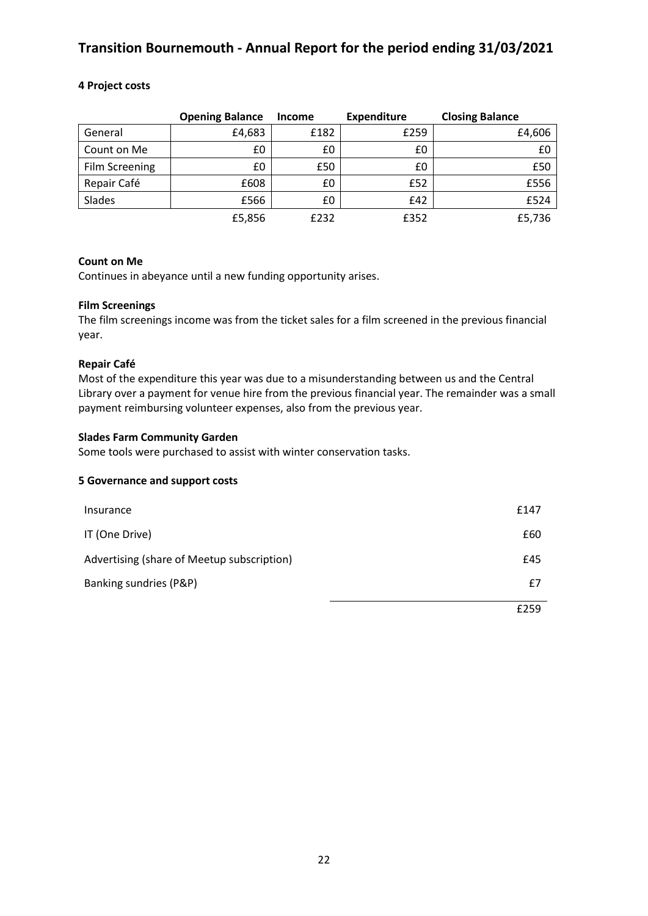## 4 Project costs

| | Opening Balance | Income | Expenditure | Closing Balance |
|---|---|---|---|---|
| General | £4,683 | £182 | £259 | £4,606 |
| Count on Me | £0 | £0 | £0 | £0 |
| Film Screening | £0 | £50 | £0 | £50 |
| Repair Café | £608 | £0 | £52 | £556 |
| Slades | £566 | £0 | £42 | £524 |
| | £5,856 | £232 | £352 | £5,736 |

**Count on Me**

Continues in abeyance until a new funding opportunity arises.

**Film Screenings**

The film screenings income was from the ticket sales for a film screened in the previous financial year.

**Repair Café**

Most of the expenditure this year was due to a misunderstanding between us and the Central Library over a payment for venue hire from the previous financial year. The remainder was a small payment reimbursing volunteer expenses, also from the previous year.

**Slades Farm Community Garden**

Some tools were purchased to assist with winter conservation tasks.

## 5 Governance and support costs

| | |
|---|---|
| Insurance | £147 |
| IT (One Drive) | £60 |
| Advertising (share of Meetup subscription) | £45 |
| Banking sundries (P&P) | £7 |
| | £259 |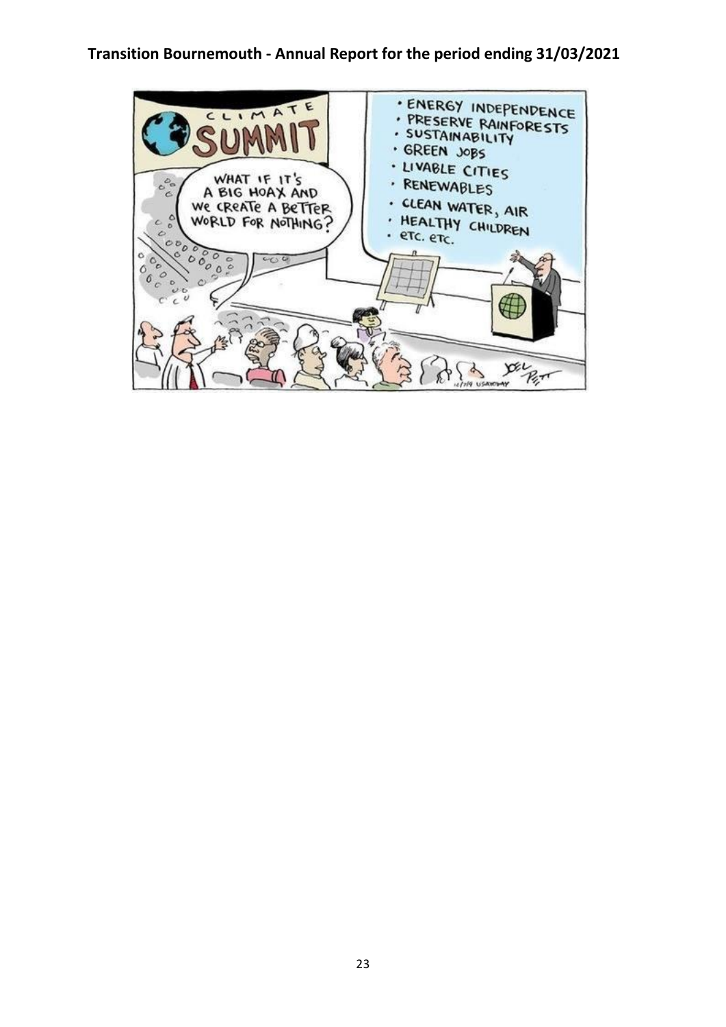CLIMATE SUMMIT

WHAT IF IT'S A BIG HOAX AND WE CREATE A BETTER WORLD FOR NOTHING?

- ENERGY INDEPENDENCE
- PRESERVE RAINFORESTS
- SUSTAINABILITY
- GREEN JOBS
- LIVABLE CITIES
- RENEWABLES
- CLEAN WATER, AIR
- HEALTHY CHILDREN
- etc. etc.

JOEL PETT